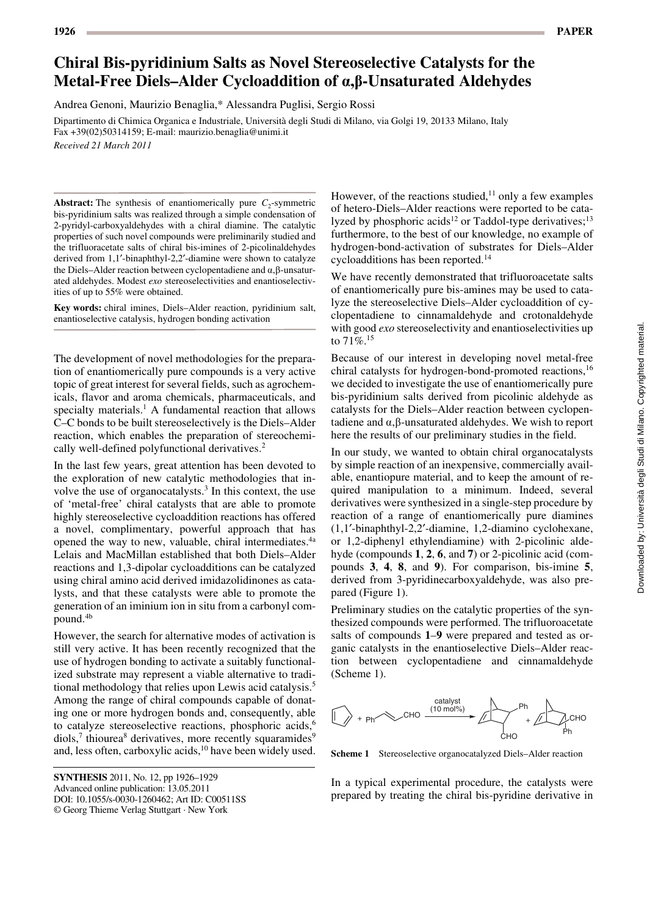# Chiral Bis-pyridinium Salts as Novel Stereoselective Catalysts for the Metal-Free Diels–Alder Cycloaddition of α,β-Unsaturated Aldehydes

Andrea Genoni, Maurizio Benaglia,* Alessandra Puglisi, Sergio Rossi

Dipartimento di Chimica Organica e Industriale, Università degli Studi di Milano, via Golgi 19, 20133 Milano, Italy
Fax +39(02)50314159; E-mail: maurizio.benaglia@unimi.it

*Received 21 March 2011*

**Abstract:** The synthesis of enantiomerically pure $C_2$-symmetric bis-pyridinium salts was realized through a simple condensation of 2-pyridyl-carboxyaldehydes with a chiral diamine. The catalytic properties of such novel compounds were preliminarily studied and the trifluoroacetate salts of chiral bis-imines of 2-picolinaldehydes derived from 1,1′-binaphthyl-2,2′-diamine were shown to catalyze the Diels–Alder reaction between cyclopentadiene and α,β-unsaturated aldehydes. Modest *exo* stereoselectivities and enantioselectivities of up to 55% were obtained.

**Key words:** chiral imines, Diels–Alder reaction, pyridinium salt, enantioselective catalysis, hydrogen bonding activation

The development of novel methodologies for the preparation of enantiomerically pure compounds is a very active topic of great interest for several fields, such as agrochemicals, flavor and aroma chemicals, pharmaceuticals, and specialty materials.[1] A fundamental reaction that allows C–C bonds to be built stereoselectively is the Diels–Alder reaction, which enables the preparation of stereochemically well-defined polyfunctional derivatives.[2]

In the last few years, great attention has been devoted to the exploration of new catalytic methodologies that involve the use of organocatalysts.[3] In this context, the use of 'metal-free' chiral catalysts that are able to promote highly stereoselective cycloaddition reactions has offered a novel, complimentary, powerful approach that has opened the way to new, valuable, chiral intermediates.[4a] Lelais and MacMillan established that both Diels–Alder reactions and 1,3-dipolar cycloadditions can be catalyzed using chiral amino acid derived imidazolidinones as catalysts, and that these catalysts were able to promote the generation of an iminium ion in situ from a carbonyl compound.[4b]

However, the search for alternative modes of activation is still very active. It has been recently recognized that the use of hydrogen bonding to activate a suitably functionalized substrate may represent a viable alternative to traditional methodology that relies upon Lewis acid catalysis.[5] Among the range of chiral compounds capable of donating one or more hydrogen bonds and, consequently, able to catalyze stereoselective reactions, phosphoric acids,[6] diols,[7] thiourea[8] derivatives, more recently squaramides[9] and, less often, carboxylic acids,[10] have been widely used.

However, of the reactions studied,[11] only a few examples of hetero-Diels–Alder reactions were reported to be catalyzed by phosphoric acids[12] or Taddol-type derivatives;[13] furthermore, to the best of our knowledge, no example of hydrogen-bond-activation of substrates for Diels–Alder cycloadditions has been reported.[14]

We have recently demonstrated that trifluoroacetate salts of enantiomerically pure bis-amines may be used to catalyze the stereoselective Diels–Alder cycloaddition of cyclopentadiene to cinnamaldehyde and crotonaldehyde with good *exo* stereoselectivity and enantioselectivities up to 71%.[15]

Because of our interest in developing novel metal-free chiral catalysts for hydrogen-bond-promoted reactions,[16] we decided to investigate the use of enantiomerically pure bis-pyridinium salts derived from picolinic aldehyde as catalysts for the Diels–Alder reaction between cyclopentadiene and α,β-unsaturated aldehydes. We wish to report here the results of our preliminary studies in the field.

In our study, we wanted to obtain chiral organocatalysts by simple reaction of an inexpensive, commercially available, enantiopure material, and to keep the amount of required manipulation to a minimum. Indeed, several derivatives were synthesized in a single-step procedure by reaction of a range of enantiomerically pure diamines (1,1′-binaphthyl-2,2′-diamine, 1,2-diamino cyclohexane, or 1,2-diphenyl ethylendiamine) with 2-picolinic aldehyde (compounds **1**, **2**, **6**, and **7**) or 2-picolinic acid (compounds **3**, **4**, **8**, and **9**). For comparison, bis-imine **5**, derived from 3-pyridinecarboxyaldehyde, was also prepared (Figure 1).

Preliminary studies on the catalytic properties of the synthesized compounds were performed. The trifluoroacetate salts of compounds **1**–**9** were prepared and tested as organic catalysts in the enantioselective Diels–Alder reaction between cyclopentadiene and cinnamaldehyde (Scheme 1).

**Scheme 1** Stereoselective organocatalyzed Diels–Alder reaction

In a typical experimental procedure, the catalysts were prepared by treating the chiral bis-pyridine derivative in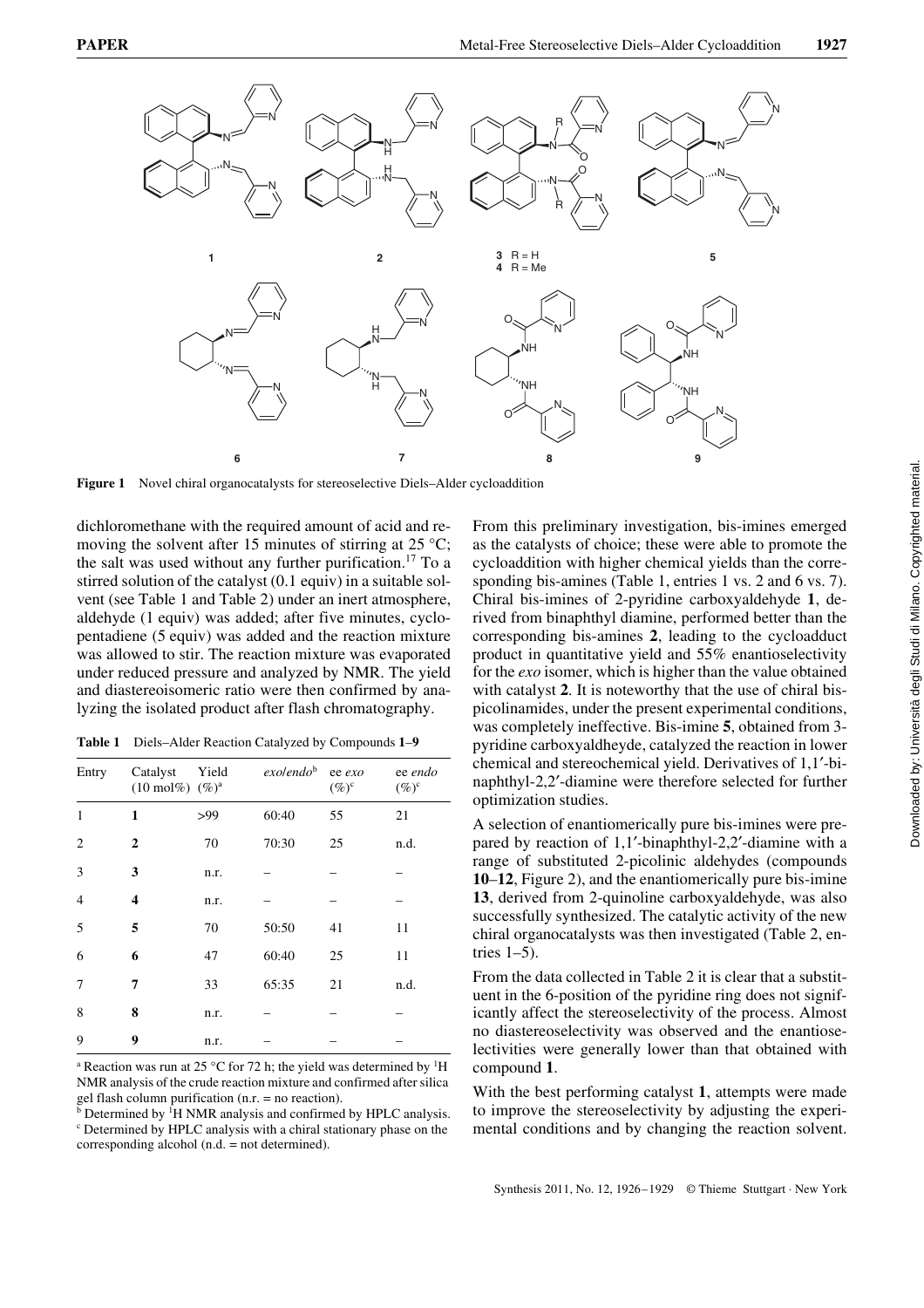Figure 1 Novel chiral organocatalysts for stereoselective Diels–Alder cycloaddition

dichloromethane with the required amount of acid and removing the solvent after 15 minutes of stirring at 25 °C; the salt was used without any further purification.[17] To a stirred solution of the catalyst (0.1 equiv) in a suitable solvent (see Table 1 and Table 2) under an inert atmosphere, aldehyde (1 equiv) was added; after five minutes, cyclopentadiene (5 equiv) was added and the reaction mixture was allowed to stir. The reaction mixture was evaporated under reduced pressure and analyzed by NMR. The yield and diastereoisomeric ratio were then confirmed by analyzing the isolated product after flash chromatography.

**Table 1** Diels–Alder Reaction Catalyzed by Compounds **1**–**9**

| Entry | Catalyst (10 mol%) | Yield (%)[a] | *exo*/*endo*[b] | ee *exo* (%)[c] | ee *endo* (%)[c] |
|---|---|---|---|---|---|
| 1 | **1** | >99 | 60:40 | 55 | 21 |
| 2 | **2** | 70 | 70:30 | 25 | n.d. |
| 3 | **3** | n.r. | – | – | – |
| 4 | **4** | n.r. | – | – | – |
| 5 | **5** | 70 | 50:50 | 41 | 11 |
| 6 | **6** | 47 | 60:40 | 25 | 11 |
| 7 | **7** | 33 | 65:35 | 21 | n.d. |
| 8 | **8** | n.r. | – | – | – |
| 9 | **9** | n.r. | – | – | – |

[a] Reaction was run at 25 °C for 72 h; the yield was determined by $^{1}$H NMR analysis of the crude reaction mixture and confirmed after silica gel flash column purification (n.r. = no reaction).
[b] Determined by $^{1}$H NMR analysis and confirmed by HPLC analysis.
[c] Determined by HPLC analysis with a chiral stationary phase on the corresponding alcohol (n.d. = not determined).

From this preliminary investigation, bis-imines emerged as the catalysts of choice; these were able to promote the cycloaddition with higher chemical yields than the corresponding bis-amines (Table 1, entries 1 vs. 2 and 6 vs. 7). Chiral bis-imines of 2-pyridine carboxyaldehyde **1**, derived from binaphthyl diamine, performed better than the corresponding bis-amines **2**, leading to the cycloadduct product in quantitative yield and 55% enantioselectivity for the *exo* isomer, which is higher than the value obtained with catalyst **2**. It is noteworthy that the use of chiral bis-picolinamides, under the present experimental conditions, was completely ineffective. Bis-imine **5**, obtained from 3-pyridine carboxyaldheyde, catalyzed the reaction in lower chemical and stereochemical yield. Derivatives of 1,1′-binaphthyl-2,2′-diamine were therefore selected for further optimization studies.

A selection of enantiomerically pure bis-imines were prepared by reaction of 1,1′-binaphthyl-2,2′-diamine with a range of substituted 2-picolinic aldehydes (compounds **10**–**12**, Figure 2), and the enantiomerically pure bis-imine **13**, derived from 2-quinoline carboxyaldehyde, was also successfully synthesized. The catalytic activity of the new chiral organocatalysts was then investigated (Table 2, entries 1–5).

From the data collected in Table 2 it is clear that a substituent in the 6-position of the pyridine ring does not significantly affect the stereoselectivity of the process. Almost no diastereoselectivity was observed and the enantioselectivities were generally lower than that obtained with compound **1**.

With the best performing catalyst **1**, attempts were made to improve the stereoselectivity by adjusting the experimental conditions and by changing the reaction solvent.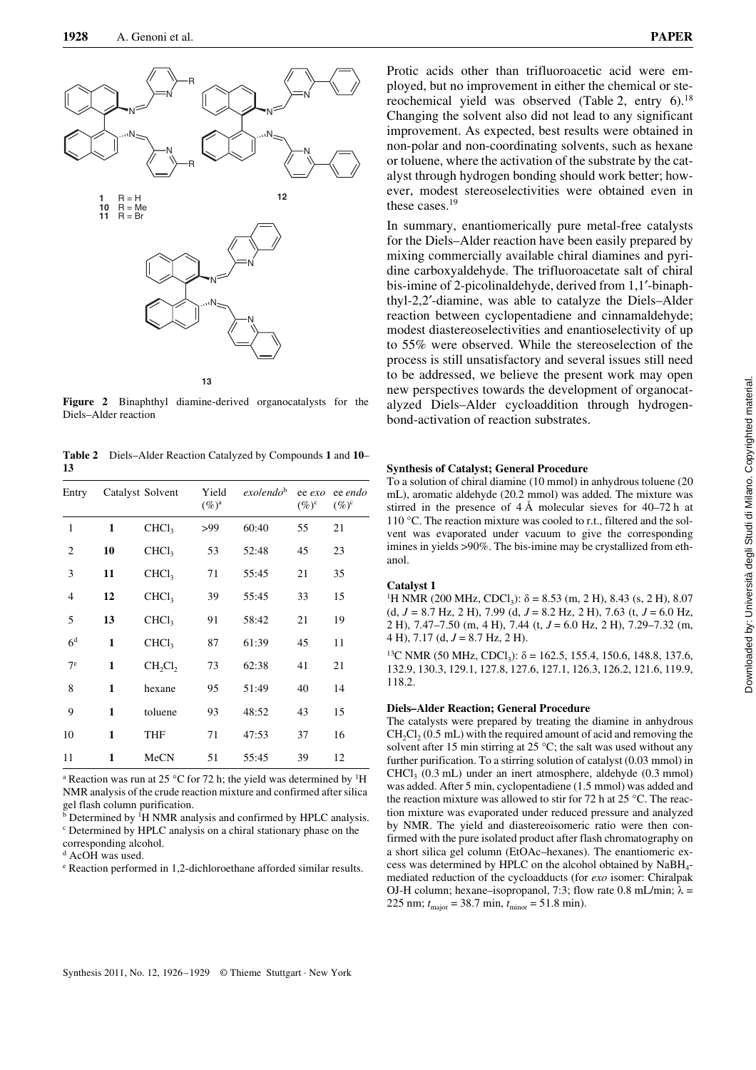Figure 2 Binaphthyl diamine-derived organocatalysts for the Diels–Alder reaction

**Table 2** Diels–Alder Reaction Catalyzed by Compounds **1** and **10**–**13**

| Entry | Catalyst | Solvent | Yield (%)[a] | *exo*/*endo*[b] | ee *exo* (%)[c] | ee *endo* (%)[c] |
|---|---|---|---|---|---|---|
| 1 | **1** | $CHCl_3$ | >99 | 60:40 | 55 | 21 |
| 2 | **10** | $CHCl_3$ | 53 | 52:48 | 45 | 23 |
| 3 | **11** | $CHCl_3$ | 71 | 55:45 | 21 | 35 |
| 4 | **12** | $CHCl_3$ | 39 | 55:45 | 33 | 15 |
| 5 | **13** | $CHCl_3$ | 91 | 58:42 | 21 | 19 |
| 6[d] | **1** | $CHCl_3$ | 87 | 61:39 | 45 | 11 |
| 7[e] | **1** | $CH_2Cl_2$ | 73 | 62:38 | 41 | 21 |
| 8 | **1** | hexane | 95 | 51:49 | 40 | 14 |
| 9 | **1** | toluene | 93 | 48:52 | 43 | 15 |
| 10 | **1** | THF | 71 | 47:53 | 37 | 16 |
| 11 | **1** | MeCN | 51 | 55:45 | 39 | 12 |

[a] Reaction was run at 25 °C for 72 h; the yield was determined by $^1$H NMR analysis of the crude reaction mixture and confirmed after silica gel flash column purification.
[b] Determined by $^1$H NMR analysis and confirmed by HPLC analysis.
[c] Determined by HPLC analysis on a chiral stationary phase on the corresponding alcohol.
[d] AcOH was used.
[e] Reaction performed in 1,2-dichloroethane afforded similar results.

Protic acids other than trifluoroacetic acid were employed, but no improvement in either the chemical or stereochemical yield was observed (Table 2, entry 6).[18] Changing the solvent also did not lead to any significant improvement. As expected, best results were obtained in non-polar and non-coordinating solvents, such as hexane or toluene, where the activation of the substrate by the catalyst through hydrogen bonding should work better; however, modest stereoselectivities were obtained even in these cases.[19]

In summary, enantiomerically pure metal-free catalysts for the Diels–Alder reaction have been easily prepared by mixing commercially available chiral diamines and pyridine carboxyaldehyde. The trifluoroacetate salt of chiral bis-imine of 2-picolinaldehyde, derived from 1,1′-binaphthyl-2,2′-diamine, was able to catalyze the Diels–Alder reaction between cyclopentadiene and cinnamaldehyde; modest diastereoselectivities and enantioselectivity of up to 55% were observed. While the stereoselection of the process is still unsatisfactory and several issues still need to be addressed, we believe the present work may open new perspectives towards the development of organocatalyzed Diels–Alder cycloaddition through hydrogen-bond-activation of reaction substrates.

### Synthesis of Catalyst; General Procedure

To a solution of chiral diamine (10 mmol) in anhydrous toluene (20 mL), aromatic aldehyde (20.2 mmol) was added. The mixture was stirred in the presence of 4 Å molecular sieves for 40–72 h at 110 °C. The reaction mixture was cooled to r.t., filtered and the solvent was evaporated under vacuum to give the corresponding imines in yields >90%. The bis-imine may be crystallized from ethanol.

### Catalyst 1

$^1$H NMR (200 MHz, $CDCl_3$): δ = 8.53 (m, 2 H), 8.43 (s, 2 H), 8.07 (d, $J$ = 8.7 Hz, 2 H), 7.99 (d, $J$ = 8.2 Hz, 2 H), 7.63 (t, $J$ = 6.0 Hz, 2 H), 7.47–7.50 (m, 4 H), 7.44 (t, $J$ = 6.0 Hz, 2 H), 7.29–7.32 (m, 4 H), 7.17 (d, $J$ = 8.7 Hz, 2 H).

$^{13}$C NMR (50 MHz, $CDCl_3$): δ = 162.5, 155.4, 150.6, 148.8, 137.6, 132.9, 130.3, 129.1, 127.8, 127.6, 127.1, 126.3, 126.2, 121.6, 119.9, 118.2.

### Diels–Alder Reaction; General Procedure

The catalysts were prepared by treating the diamine in anhydrous $CH_2Cl_2$ (0.5 mL) with the required amount of acid and removing the solvent after 15 min stirring at 25 °C; the salt was used without any further purification. To a stirring solution of catalyst (0.03 mmol) in $CHCl_3$ (0.3 mL) under an inert atmosphere, aldehyde (0.3 mmol) was added. After 5 min, cyclopentadiene (1.5 mmol) was added and the reaction mixture was allowed to stir for 72 h at 25 °C. The reaction mixture was evaporated under reduced pressure and analyzed by NMR. The yield and diastereoisomeric ratio were then confirmed with the pure isolated product after flash chromatography on a short silica gel column (EtOAc–hexanes). The enantiomeric excess was determined by HPLC on the alcohol obtained by $NaBH_4$-mediated reduction of the cycloadducts (for *exo* isomer: Chiralpak OJ-H column; hexane–isopropanol, 7:3; flow rate 0.8 mL/min; λ = 225 nm; $t_{major}$ = 38.7 min, $t_{minor}$ = 51.8 min).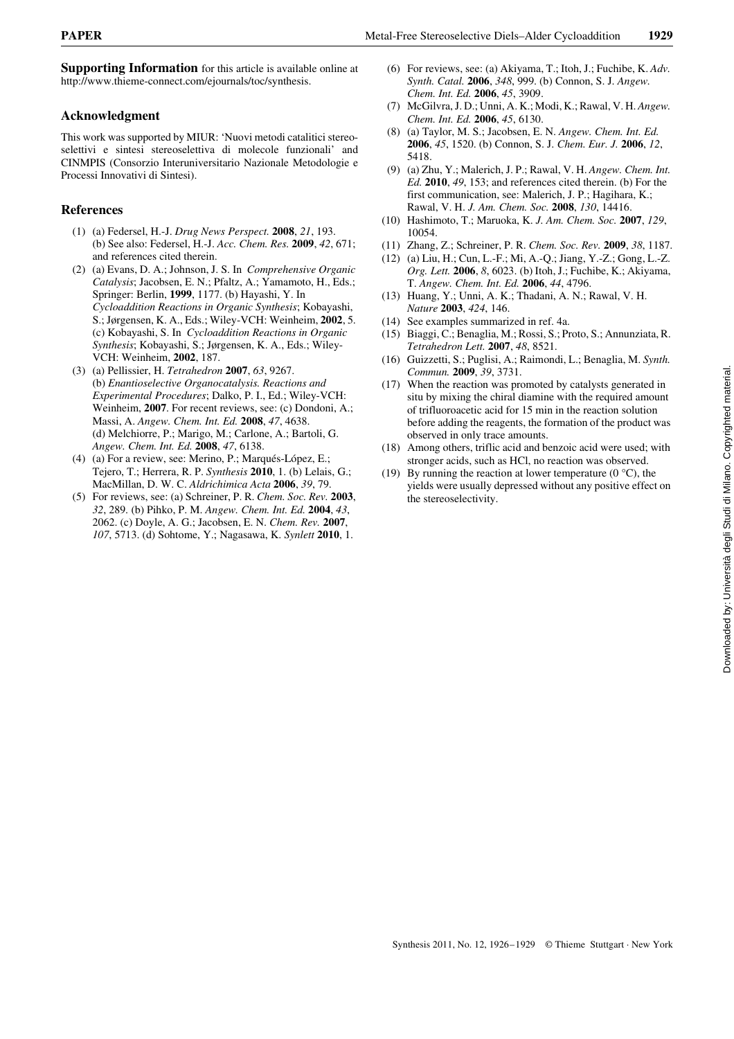**Supporting Information** for this article is available online at http://www.thieme-connect.com/ejournals/toc/synthesis.

## Acknowledgment

This work was supported by MIUR: 'Nuovi metodi catalitici stereoselettivi e sintesi stereoselettiva di molecole funzionali' and CINMPIS (Consorzio Interuniversitario Nazionale Metodologie e Processi Innovativi di Sintesi).

## References

(1) (a) Federsel, H.-J. *Drug News Perspect.* **2008**, *21*, 193. (b) See also: Federsel, H.-J. *Acc. Chem. Res.* **2009**, *42*, 671; and references cited therein.

(2) (a) Evans, D. A.; Johnson, J. S. In *Comprehensive Organic Catalysis*; Jacobsen, E. N.; Pfaltz, A.; Yamamoto, H., Eds.; Springer: Berlin, **1999**, 1177. (b) Hayashi, Y. In *Cycloaddition Reactions in Organic Synthesis*; Kobayashi, S.; Jørgensen, K. A., Eds.; Wiley-VCH: Weinheim, **2002**, 5. (c) Kobayashi, S. In *Cycloaddition Reactions in Organic Synthesis*; Kobayashi, S.; Jørgensen, K. A., Eds.; Wiley-VCH: Weinheim, **2002**, 187.

(3) (a) Pellissier, H. *Tetrahedron* **2007**, *63*, 9267. (b) *Enantioselective Organocatalysis. Reactions and Experimental Procedures*; Dalko, P. I., Ed.; Wiley-VCH: Weinheim, **2007**. For recent reviews, see: (c) Dondoni, A.; Massi, A. *Angew. Chem. Int. Ed.* **2008**, *47*, 4638. (d) Melchiorre, P.; Marigo, M.; Carlone, A.; Bartoli, G. *Angew. Chem. Int. Ed.* **2008**, *47*, 6138.

(4) (a) For a review, see: Merino, P.; Marqués-López, E.; Tejero, T.; Herrera, R. P. *Synthesis* **2010**, 1. (b) Lelais, G.; MacMillan, D. W. C. *Aldrichimica Acta* **2006**, *39*, 79.

(5) For reviews, see: (a) Schreiner, P. R. *Chem. Soc. Rev.* **2003**, *32*, 289. (b) Pihko, P. M. *Angew. Chem. Int. Ed.* **2004**, *43*, 2062. (c) Doyle, A. G.; Jacobsen, E. N. *Chem. Rev.* **2007**, *107*, 5713. (d) Sohtome, Y.; Nagasawa, K. *Synlett* **2010**, 1.

(6) For reviews, see: (a) Akiyama, T.; Itoh, J.; Fuchibe, K. *Adv. Synth. Catal.* **2006**, *348*, 999. (b) Connon, S. J. *Angew. Chem. Int. Ed.* **2006**, *45*, 3909.

(7) McGilvra, J. D.; Unni, A. K.; Modi, K.; Rawal, V. H. *Angew. Chem. Int. Ed.* **2006**, *45*, 6130.

(8) (a) Taylor, M. S.; Jacobsen, E. N. *Angew. Chem. Int. Ed.* **2006**, *45*, 1520. (b) Connon, S. J. *Chem. Eur. J.* **2006**, *12*, 5418.

(9) (a) Zhu, Y.; Malerich, J. P.; Rawal, V. H. *Angew. Chem. Int. Ed.* **2010**, *49*, 153; and references cited therein. (b) For the first communication, see: Malerich, J. P.; Hagihara, K.; Rawal, V. H. *J. Am. Chem. Soc.* **2008**, *130*, 14416.

(10) Hashimoto, T.; Maruoka, K. *J. Am. Chem. Soc.* **2007**, *129*, 10054.

(11) Zhang, Z.; Schreiner, P. R. *Chem. Soc. Rev.* **2009**, *38*, 1187.

(12) (a) Liu, H.; Cun, L.-F.; Mi, A.-Q.; Jiang, Y.-Z.; Gong, L.-Z. *Org. Lett.* **2006**, *8*, 6023. (b) Itoh, J.; Fuchibe, K.; Akiyama, T. *Angew. Chem. Int. Ed.* **2006**, *44*, 4796.

(13) Huang, Y.; Unni, A. K.; Thadani, A. N.; Rawal, V. H. *Nature* **2003**, *424*, 146.

(14) See examples summarized in ref. 4a.

(15) Biaggi, C.; Benaglia, M.; Rossi, S.; Proto, S.; Annunziata, R. *Tetrahedron Lett.* **2007**, *48*, 8521.

(16) Guizzetti, S.; Puglisi, A.; Raimondi, L.; Benaglia, M. *Synth. Commun.* **2009**, *39*, 3731.

(17) When the reaction was promoted by catalysts generated in situ by mixing the chiral diamine with the required amount of trifluoroacetic acid for 15 min in the reaction solution before adding the reagents, the formation of the product was observed in only trace amounts.

(18) Among others, triflic acid and benzoic acid were used; with stronger acids, such as HCl, no reaction was observed.

(19) By running the reaction at lower temperature (0 °C), the yields were usually depressed without any positive effect on the stereoselectivity.